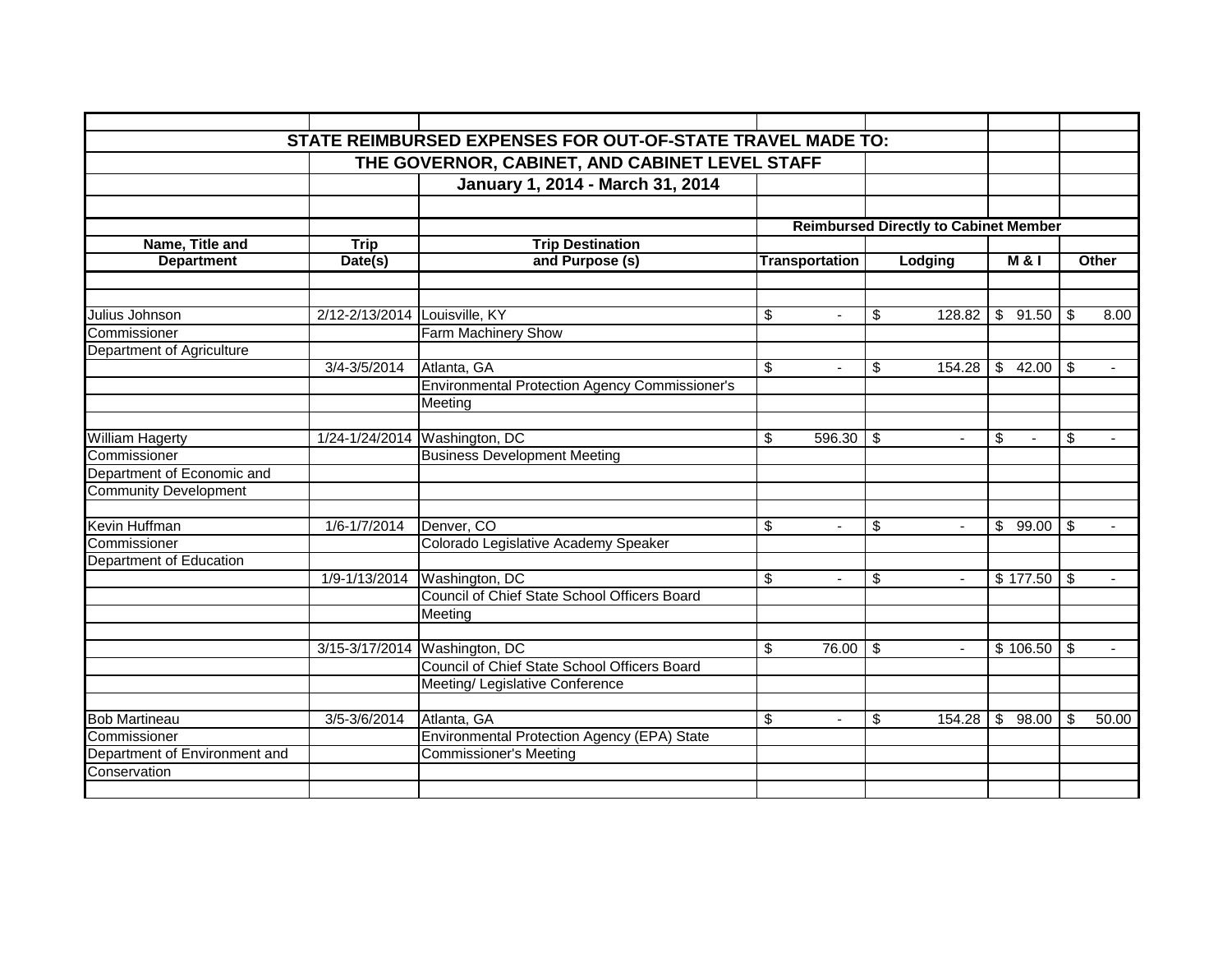## STATE REIMBURSED EXPENSES FOR OUT-OF-STATE TRAVEL MADE TO:
## THE GOVERNOR, CABINET, AND CABINET LEVEL STAFF
### January 1, 2014 - March 31, 2014

| | | | Reimbursed Directly to Cabinet Member | | | |
|---|---|---|---|---|---|---|
| **Name, Title and Department** | **Trip Date(s)** | **Trip Destination and Purpose (s)** | **Transportation** | **Lodging** | **M & I** | **Other** |
| Julius Johnson | 2/12-2/13/2014 | Louisville, KY | $ - | $ 128.82 | $ 91.50 | $ 8.00 |
| Commissioner | | Farm Machinery Show | | | | |
| Department of Agriculture | | | | | | |
| | 3/4-3/5/2014 | Atlanta, GA | $ - | $ 154.28 | $ 42.00 | $ - |
| | | Environmental Protection Agency Commissioner's Meeting | | | | |
| William Hagerty | 1/24-1/24/2014 | Washington, DC | $ 596.30 | $ - | $ - | $ - |
| Commissioner | | Business Development Meeting | | | | |
| Department of Economic and Community Development | | | | | | |
| Kevin Huffman | 1/6-1/7/2014 | Denver, CO | $ - | $ - | $ 99.00 | $ - |
| Commissioner | | Colorado Legislative Academy Speaker | | | | |
| Department of Education | | | | | | |
| | 1/9-1/13/2014 | Washington, DC | $ - | $ - | $ 177.50 | $ - |
| | | Council of Chief State School Officers Board Meeting | | | | |
| | 3/15-3/17/2014 | Washington, DC | $ 76.00 | $ - | $ 106.50 | $ - |
| | | Council of Chief State School Officers Board Meeting/ Legislative Conference | | | | |
| Bob Martineau | 3/5-3/6/2014 | Atlanta, GA | $ - | $ 154.28 | $ 98.00 | $ 50.00 |
| Commissioner | | Environmental Protection Agency (EPA) State Commissioner's Meeting | | | | |
| Department of Environment and Conservation | | | | | | |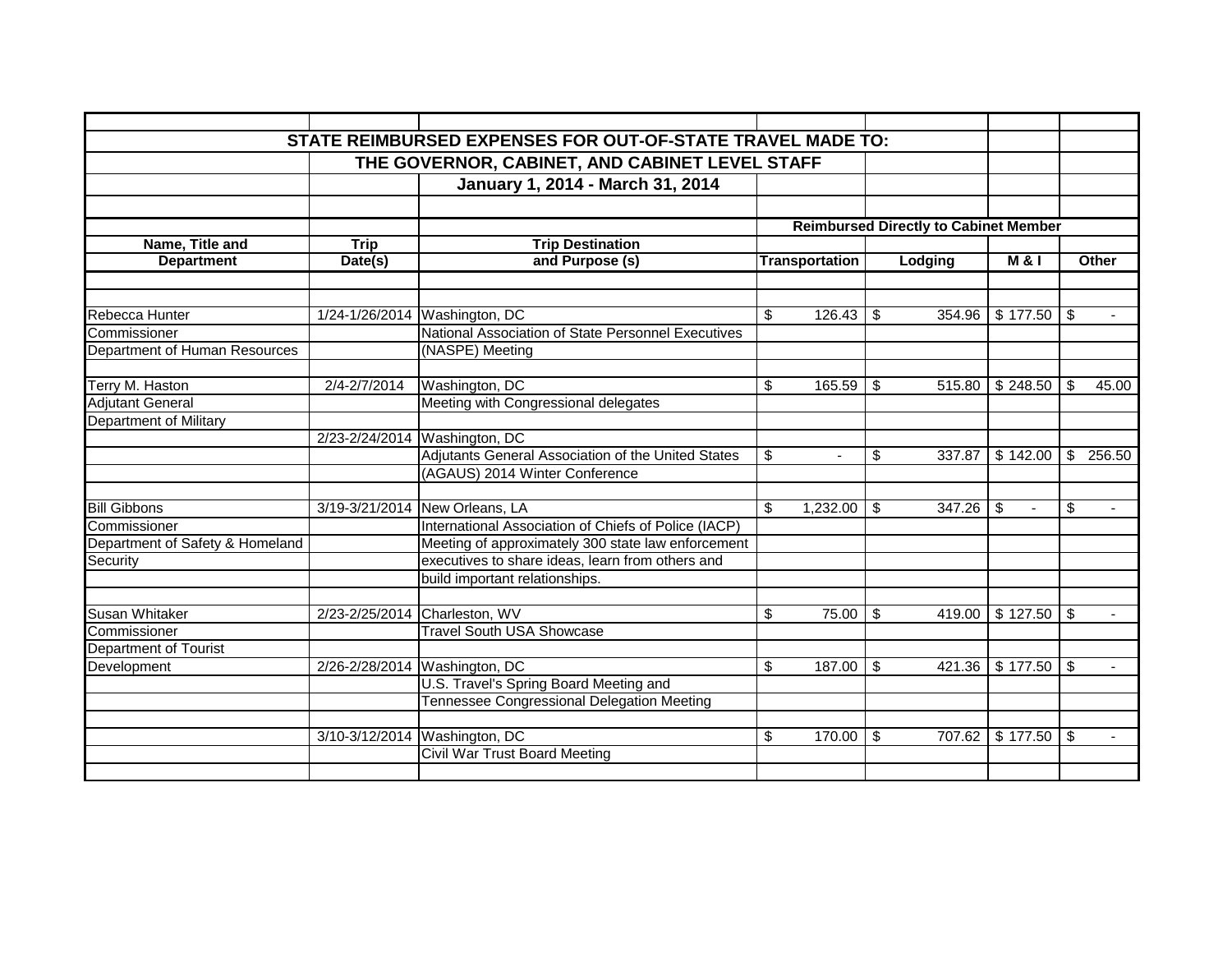| | | | | | | |
|---|---|---|---|---|---|---|
| | **STATE REIMBURSED EXPENSES FOR OUT-OF-STATE TRAVEL MADE TO:** | | | | | |
| | **THE GOVERNOR, CABINET, AND CABINET LEVEL STAFF** | | | | | |
| | | **January 1, 2014 - March 31, 2014** | | | | |
| | | | **Reimbursed Directly to Cabinet Member** | | | |
| **Name, Title and Department** | **Trip Date(s)** | **Trip Destination and Purpose (s)** | **Transportation** | **Lodging** | **M & I** | **Other** |
| Rebecca Hunter | 1/24-1/26/2014 | Washington, DC | $ 126.43 | $ 354.96 | $ 177.50 | $ - |
| Commissioner | | National Association of State Personnel Executives | | | | |
| Department of Human Resources | | (NASPE) Meeting | | | | |
| Terry M. Haston | 2/4-2/7/2014 | Washington, DC | $ 165.59 | $ 515.80 | $ 248.50 | $ 45.00 |
| Adjutant General | | Meeting with Congressional delegates | | | | |
| Department of Military | | | | | | |
| | 2/23-2/24/2014 | Washington, DC | | | | |
| | | Adjutants General Association of the United States | $ - | $ 337.87 | $ 142.00 | $ 256.50 |
| | | (AGAUS) 2014 Winter Conference | | | | |
| Bill Gibbons | 3/19-3/21/2014 | New Orleans, LA | $ 1,232.00 | $ 347.26 | $ - | $ - |
| Commissioner | | International Association of Chiefs of Police (IACP) | | | | |
| Department of Safety & Homeland | | Meeting of approximately 300 state law enforcement | | | | |
| Security | | executives to share ideas, learn from others and | | | | |
| | | build important relationships. | | | | |
| Susan Whitaker | 2/23-2/25/2014 | Charleston, WV | $ 75.00 | $ 419.00 | $ 127.50 | $ - |
| Commissioner | | Travel South USA Showcase | | | | |
| Department of Tourist | | | | | | |
| Development | 2/26-2/28/2014 | Washington, DC | $ 187.00 | $ 421.36 | $ 177.50 | $ - |
| | | U.S. Travel's Spring Board Meeting and | | | | |
| | | Tennessee Congressional Delegation Meeting | | | | |
| | 3/10-3/12/2014 | Washington, DC | $ 170.00 | $ 707.62 | $ 177.50 | $ - |
| | | Civil War Trust Board Meeting | | | | |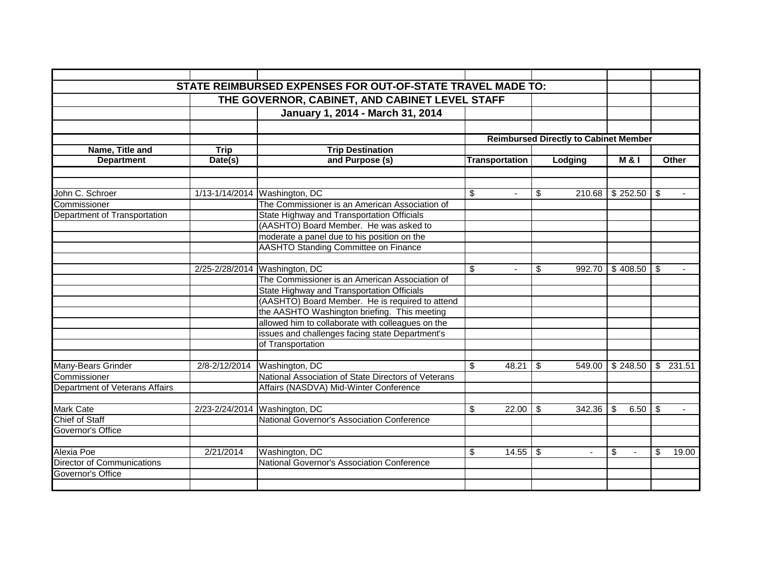## STATE REIMBURSED EXPENSES FOR OUT-OF-STATE TRAVEL MADE TO:

## THE GOVERNOR, CABINET, AND CABINET LEVEL STAFF

### January 1, 2014 - March 31, 2014

| | | | Reimbursed Directly to Cabinet Member | | | |
|---|---|---|---|---|---|---|
| **Name, Title and Department** | **Trip Date(s)** | **Trip Destination and Purpose (s)** | **Transportation** | **Lodging** | **M & I** | **Other** |
| John C. Schroer | 1/13-1/14/2014 | Washington, DC | $ - | $ 210.68 | $ 252.50 | $ - |
| Commissioner | | The Commissioner is an American Association of | | | | |
| Department of Transportation | | State Highway and Transportation Officials | | | | |
| | | (AASHTO) Board Member. He was asked to | | | | |
| | | moderate a panel due to his position on the | | | | |
| | | AASHTO Standing Committee on Finance | | | | |
| | 2/25-2/28/2014 | Washington, DC | $ - | $ 992.70 | $ 408.50 | $ - |
| | | The Commissioner is an American Association of | | | | |
| | | State Highway and Transportation Officials | | | | |
| | | (AASHTO) Board Member. He is required to attend | | | | |
| | | the AASHTO Washington briefing. This meeting | | | | |
| | | allowed him to collaborate with colleagues on the | | | | |
| | | issues and challenges facing state Department's | | | | |
| | | of Transportation | | | | |
| Many-Bears Grinder | 2/8-2/12/2014 | Washington, DC | $ 48.21 | $ 549.00 | $ 248.50 | $ 231.51 |
| Commissioner | | National Association of State Directors of Veterans | | | | |
| Department of Veterans Affairs | | Affairs (NASDVA) Mid-Winter Conference | | | | |
| Mark Cate | 2/23-2/24/2014 | Washington, DC | $ 22.00 | $ 342.36 | $ 6.50 | $ - |
| Chief of Staff | | National Governor's Association Conference | | | | |
| Governor's Office | | | | | | |
| Alexia Poe | 2/21/2014 | Washington, DC | $ 14.55 | $ - | $ - | $ 19.00 |
| Director of Communications | | National Governor's Association Conference | | | | |
| Governor's Office | | | | | | |